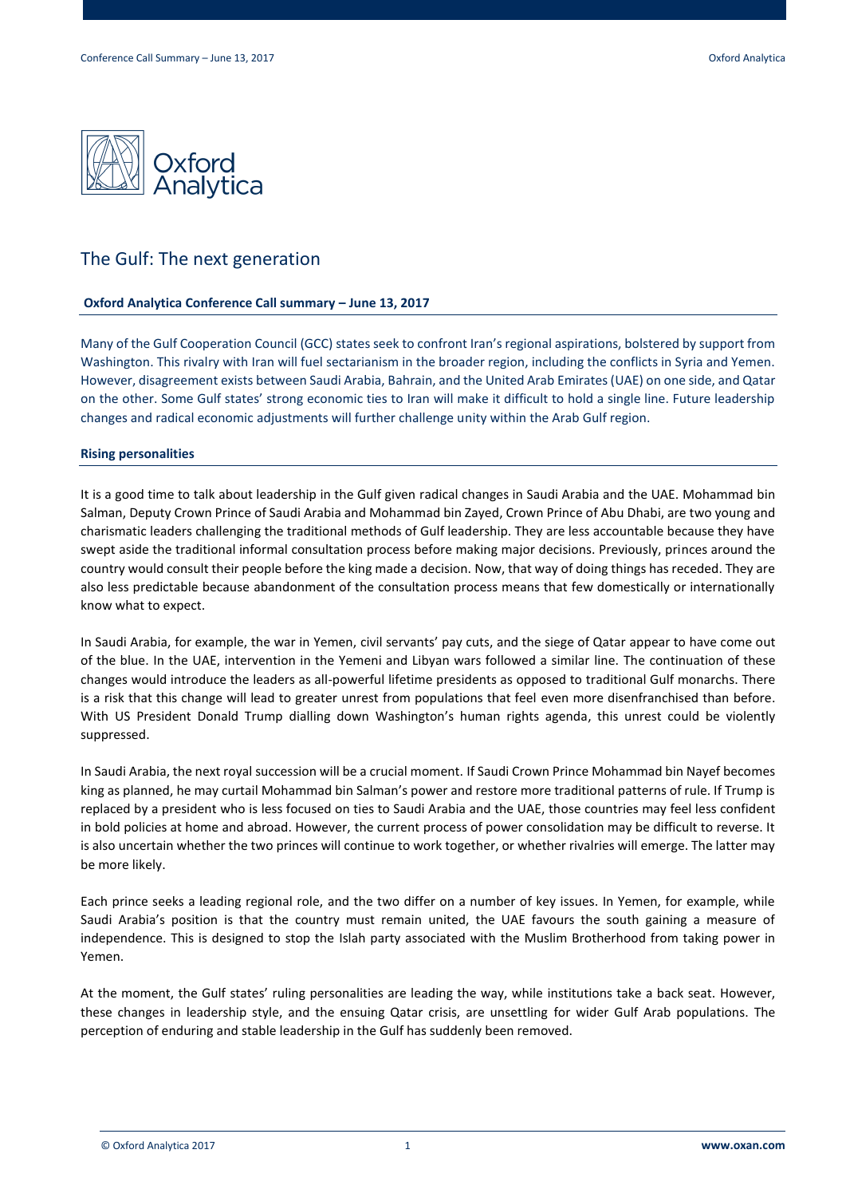# The Gulf: The next generation

**Oxford Analytica Conference Call summary – June 13, 2017**

Many of the Gulf Cooperation Council (GCC) states seek to confront Iran's regional aspirations, bolstered by support from Washington. This rivalry with Iran will fuel sectarianism in the broader region, including the conflicts in Syria and Yemen. However, disagreement exists between Saudi Arabia, Bahrain, and the United Arab Emirates (UAE) on one side, and Qatar on the other. Some Gulf states' strong economic ties to Iran will make it difficult to hold a single line. Future leadership changes and radical economic adjustments will further challenge unity within the Arab Gulf region.

## Rising personalities

It is a good time to talk about leadership in the Gulf given radical changes in Saudi Arabia and the UAE. Mohammad bin Salman, Deputy Crown Prince of Saudi Arabia and Mohammad bin Zayed, Crown Prince of Abu Dhabi, are two young and charismatic leaders challenging the traditional methods of Gulf leadership. They are less accountable because they have swept aside the traditional informal consultation process before making major decisions. Previously, princes around the country would consult their people before the king made a decision. Now, that way of doing things has receded. They are also less predictable because abandonment of the consultation process means that few domestically or internationally know what to expect.

In Saudi Arabia, for example, the war in Yemen, civil servants' pay cuts, and the siege of Qatar appear to have come out of the blue. In the UAE, intervention in the Yemeni and Libyan wars followed a similar line. The continuation of these changes would introduce the leaders as all-powerful lifetime presidents as opposed to traditional Gulf monarchs. There is a risk that this change will lead to greater unrest from populations that feel even more disenfranchised than before. With US President Donald Trump dialling down Washington's human rights agenda, this unrest could be violently suppressed.

In Saudi Arabia, the next royal succession will be a crucial moment. If Saudi Crown Prince Mohammad bin Nayef becomes king as planned, he may curtail Mohammad bin Salman's power and restore more traditional patterns of rule. If Trump is replaced by a president who is less focused on ties to Saudi Arabia and the UAE, those countries may feel less confident in bold policies at home and abroad. However, the current process of power consolidation may be difficult to reverse. It is also uncertain whether the two princes will continue to work together, or whether rivalries will emerge. The latter may be more likely.

Each prince seeks a leading regional role, and the two differ on a number of key issues. In Yemen, for example, while Saudi Arabia's position is that the country must remain united, the UAE favours the south gaining a measure of independence. This is designed to stop the Islah party associated with the Muslim Brotherhood from taking power in Yemen.

At the moment, the Gulf states' ruling personalities are leading the way, while institutions take a back seat. However, these changes in leadership style, and the ensuing Qatar crisis, are unsettling for wider Gulf Arab populations. The perception of enduring and stable leadership in the Gulf has suddenly been removed.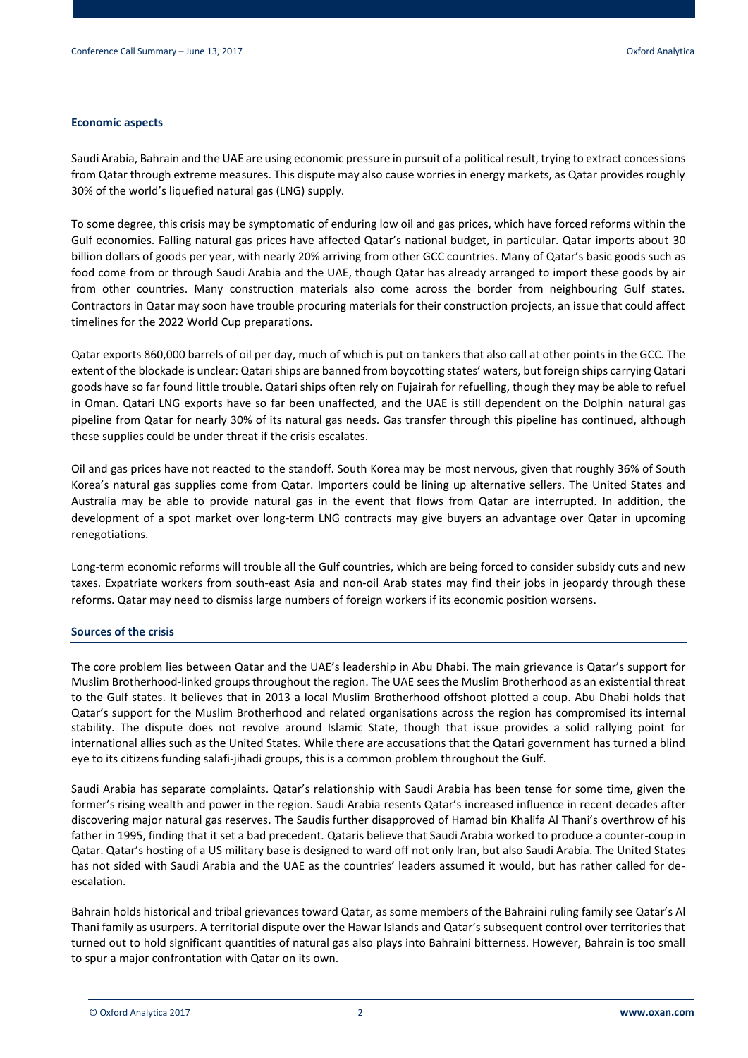## Economic aspects

Saudi Arabia, Bahrain and the UAE are using economic pressure in pursuit of a political result, trying to extract concessions from Qatar through extreme measures. This dispute may also cause worries in energy markets, as Qatar provides roughly 30% of the world's liquefied natural gas (LNG) supply.

To some degree, this crisis may be symptomatic of enduring low oil and gas prices, which have forced reforms within the Gulf economies. Falling natural gas prices have affected Qatar's national budget, in particular. Qatar imports about 30 billion dollars of goods per year, with nearly 20% arriving from other GCC countries. Many of Qatar's basic goods such as food come from or through Saudi Arabia and the UAE, though Qatar has already arranged to import these goods by air from other countries. Many construction materials also come across the border from neighbouring Gulf states. Contractors in Qatar may soon have trouble procuring materials for their construction projects, an issue that could affect timelines for the 2022 World Cup preparations.

Qatar exports 860,000 barrels of oil per day, much of which is put on tankers that also call at other points in the GCC. The extent of the blockade is unclear: Qatari ships are banned from boycotting states' waters, but foreign ships carrying Qatari goods have so far found little trouble. Qatari ships often rely on Fujairah for refuelling, though they may be able to refuel in Oman. Qatari LNG exports have so far been unaffected, and the UAE is still dependent on the Dolphin natural gas pipeline from Qatar for nearly 30% of its natural gas needs. Gas transfer through this pipeline has continued, although these supplies could be under threat if the crisis escalates.

Oil and gas prices have not reacted to the standoff. South Korea may be most nervous, given that roughly 36% of South Korea's natural gas supplies come from Qatar. Importers could be lining up alternative sellers. The United States and Australia may be able to provide natural gas in the event that flows from Qatar are interrupted. In addition, the development of a spot market over long-term LNG contracts may give buyers an advantage over Qatar in upcoming renegotiations.

Long-term economic reforms will trouble all the Gulf countries, which are being forced to consider subsidy cuts and new taxes. Expatriate workers from south-east Asia and non-oil Arab states may find their jobs in jeopardy through these reforms. Qatar may need to dismiss large numbers of foreign workers if its economic position worsens.

## Sources of the crisis

The core problem lies between Qatar and the UAE's leadership in Abu Dhabi. The main grievance is Qatar's support for Muslim Brotherhood-linked groups throughout the region. The UAE sees the Muslim Brotherhood as an existential threat to the Gulf states. It believes that in 2013 a local Muslim Brotherhood offshoot plotted a coup. Abu Dhabi holds that Qatar's support for the Muslim Brotherhood and related organisations across the region has compromised its internal stability. The dispute does not revolve around Islamic State, though that issue provides a solid rallying point for international allies such as the United States. While there are accusations that the Qatari government has turned a blind eye to its citizens funding salafi-jihadi groups, this is a common problem throughout the Gulf.

Saudi Arabia has separate complaints. Qatar's relationship with Saudi Arabia has been tense for some time, given the former's rising wealth and power in the region. Saudi Arabia resents Qatar's increased influence in recent decades after discovering major natural gas reserves. The Saudis further disapproved of Hamad bin Khalifa Al Thani's overthrow of his father in 1995, finding that it set a bad precedent. Qataris believe that Saudi Arabia worked to produce a counter-coup in Qatar. Qatar's hosting of a US military base is designed to ward off not only Iran, but also Saudi Arabia. The United States has not sided with Saudi Arabia and the UAE as the countries' leaders assumed it would, but has rather called for de-escalation.

Bahrain holds historical and tribal grievances toward Qatar, as some members of the Bahraini ruling family see Qatar's Al Thani family as usurpers. A territorial dispute over the Hawar Islands and Qatar's subsequent control over territories that turned out to hold significant quantities of natural gas also plays into Bahraini bitterness. However, Bahrain is too small to spur a major confrontation with Qatar on its own.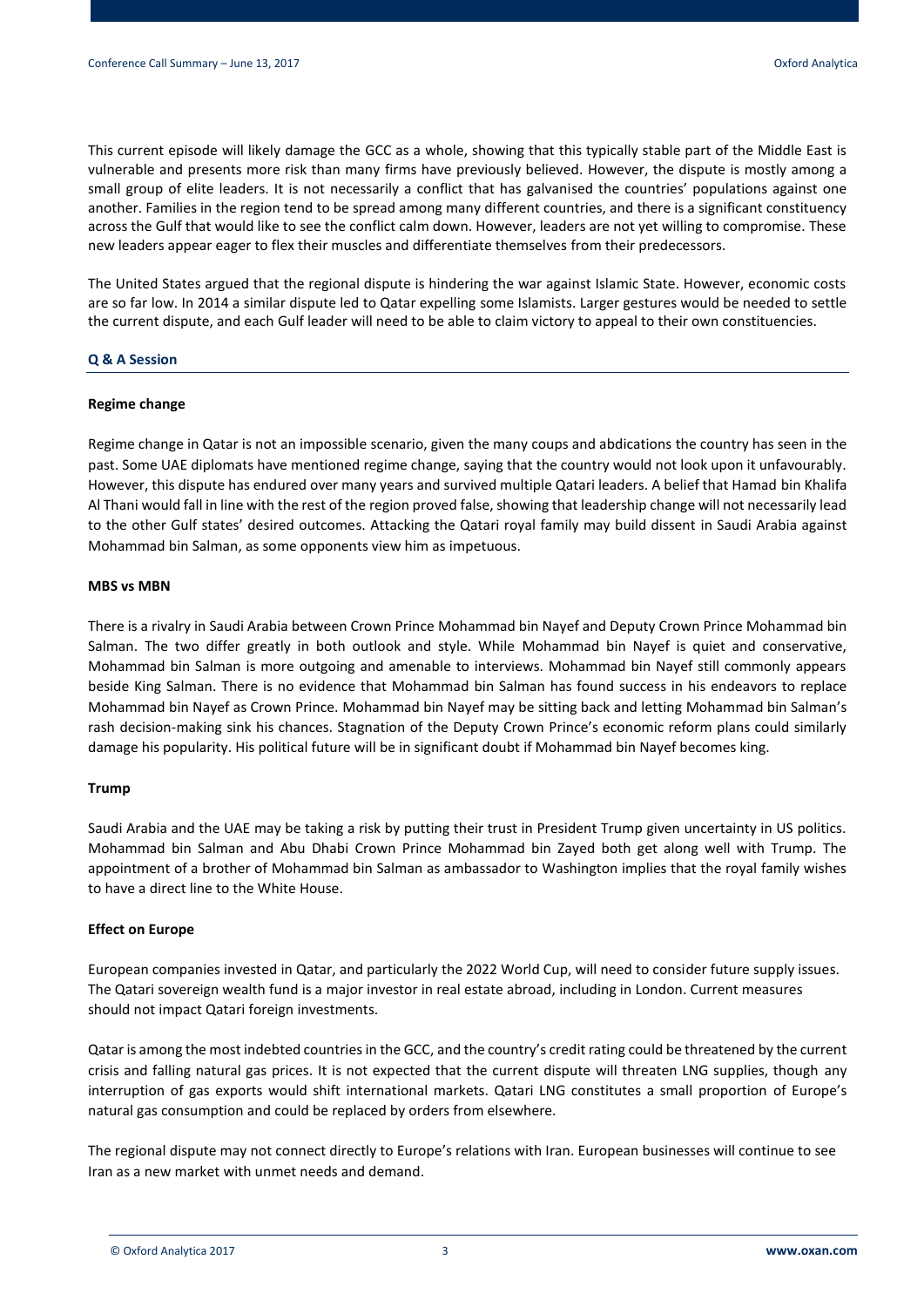This current episode will likely damage the GCC as a whole, showing that this typically stable part of the Middle East is vulnerable and presents more risk than many firms have previously believed. However, the dispute is mostly among a small group of elite leaders. It is not necessarily a conflict that has galvanised the countries' populations against one another. Families in the region tend to be spread among many different countries, and there is a significant constituency across the Gulf that would like to see the conflict calm down. However, leaders are not yet willing to compromise. These new leaders appear eager to flex their muscles and differentiate themselves from their predecessors.

The United States argued that the regional dispute is hindering the war against Islamic State. However, economic costs are so far low. In 2014 a similar dispute led to Qatar expelling some Islamists. Larger gestures would be needed to settle the current dispute, and each Gulf leader will need to be able to claim victory to appeal to their own constituencies.

## Q & A Session

### Regime change

Regime change in Qatar is not an impossible scenario, given the many coups and abdications the country has seen in the past. Some UAE diplomats have mentioned regime change, saying that the country would not look upon it unfavourably. However, this dispute has endured over many years and survived multiple Qatari leaders. A belief that Hamad bin Khalifa Al Thani would fall in line with the rest of the region proved false, showing that leadership change will not necessarily lead to the other Gulf states' desired outcomes. Attacking the Qatari royal family may build dissent in Saudi Arabia against Mohammad bin Salman, as some opponents view him as impetuous.

### MBS vs MBN

There is a rivalry in Saudi Arabia between Crown Prince Mohammad bin Nayef and Deputy Crown Prince Mohammad bin Salman. The two differ greatly in both outlook and style. While Mohammad bin Nayef is quiet and conservative, Mohammad bin Salman is more outgoing and amenable to interviews. Mohammad bin Nayef still commonly appears beside King Salman. There is no evidence that Mohammad bin Salman has found success in his endeavors to replace Mohammad bin Nayef as Crown Prince. Mohammad bin Nayef may be sitting back and letting Mohammad bin Salman's rash decision-making sink his chances. Stagnation of the Deputy Crown Prince's economic reform plans could similarly damage his popularity. His political future will be in significant doubt if Mohammad bin Nayef becomes king.

### Trump

Saudi Arabia and the UAE may be taking a risk by putting their trust in President Trump given uncertainty in US politics. Mohammad bin Salman and Abu Dhabi Crown Prince Mohammad bin Zayed both get along well with Trump. The appointment of a brother of Mohammad bin Salman as ambassador to Washington implies that the royal family wishes to have a direct line to the White House.

### Effect on Europe

European companies invested in Qatar, and particularly the 2022 World Cup, will need to consider future supply issues. The Qatari sovereign wealth fund is a major investor in real estate abroad, including in London. Current measures should not impact Qatari foreign investments.

Qatar is among the most indebted countries in the GCC, and the country's credit rating could be threatened by the current crisis and falling natural gas prices. It is not expected that the current dispute will threaten LNG supplies, though any interruption of gas exports would shift international markets. Qatari LNG constitutes a small proportion of Europe's natural gas consumption and could be replaced by orders from elsewhere.

The regional dispute may not connect directly to Europe's relations with Iran. European businesses will continue to see Iran as a new market with unmet needs and demand.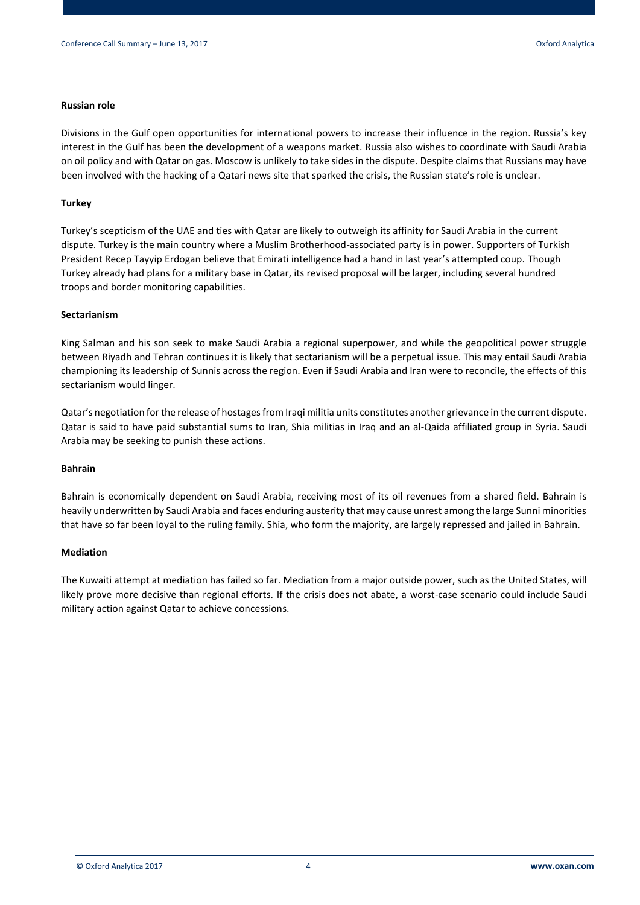**Russian role**

Divisions in the Gulf open opportunities for international powers to increase their influence in the region. Russia's key interest in the Gulf has been the development of a weapons market. Russia also wishes to coordinate with Saudi Arabia on oil policy and with Qatar on gas. Moscow is unlikely to take sides in the dispute. Despite claims that Russians may have been involved with the hacking of a Qatari news site that sparked the crisis, the Russian state's role is unclear.

**Turkey**

Turkey's scepticism of the UAE and ties with Qatar are likely to outweigh its affinity for Saudi Arabia in the current dispute. Turkey is the main country where a Muslim Brotherhood-associated party is in power. Supporters of Turkish President Recep Tayyip Erdogan believe that Emirati intelligence had a hand in last year's attempted coup. Though Turkey already had plans for a military base in Qatar, its revised proposal will be larger, including several hundred troops and border monitoring capabilities.

**Sectarianism**

King Salman and his son seek to make Saudi Arabia a regional superpower, and while the geopolitical power struggle between Riyadh and Tehran continues it is likely that sectarianism will be a perpetual issue. This may entail Saudi Arabia championing its leadership of Sunnis across the region. Even if Saudi Arabia and Iran were to reconcile, the effects of this sectarianism would linger.

Qatar's negotiation for the release of hostages from Iraqi militia units constitutes another grievance in the current dispute. Qatar is said to have paid substantial sums to Iran, Shia militias in Iraq and an al-Qaida affiliated group in Syria. Saudi Arabia may be seeking to punish these actions.

**Bahrain**

Bahrain is economically dependent on Saudi Arabia, receiving most of its oil revenues from a shared field. Bahrain is heavily underwritten by Saudi Arabia and faces enduring austerity that may cause unrest among the large Sunni minorities that have so far been loyal to the ruling family. Shia, who form the majority, are largely repressed and jailed in Bahrain.

**Mediation**

The Kuwaiti attempt at mediation has failed so far. Mediation from a major outside power, such as the United States, will likely prove more decisive than regional efforts. If the crisis does not abate, a worst-case scenario could include Saudi military action against Qatar to achieve concessions.